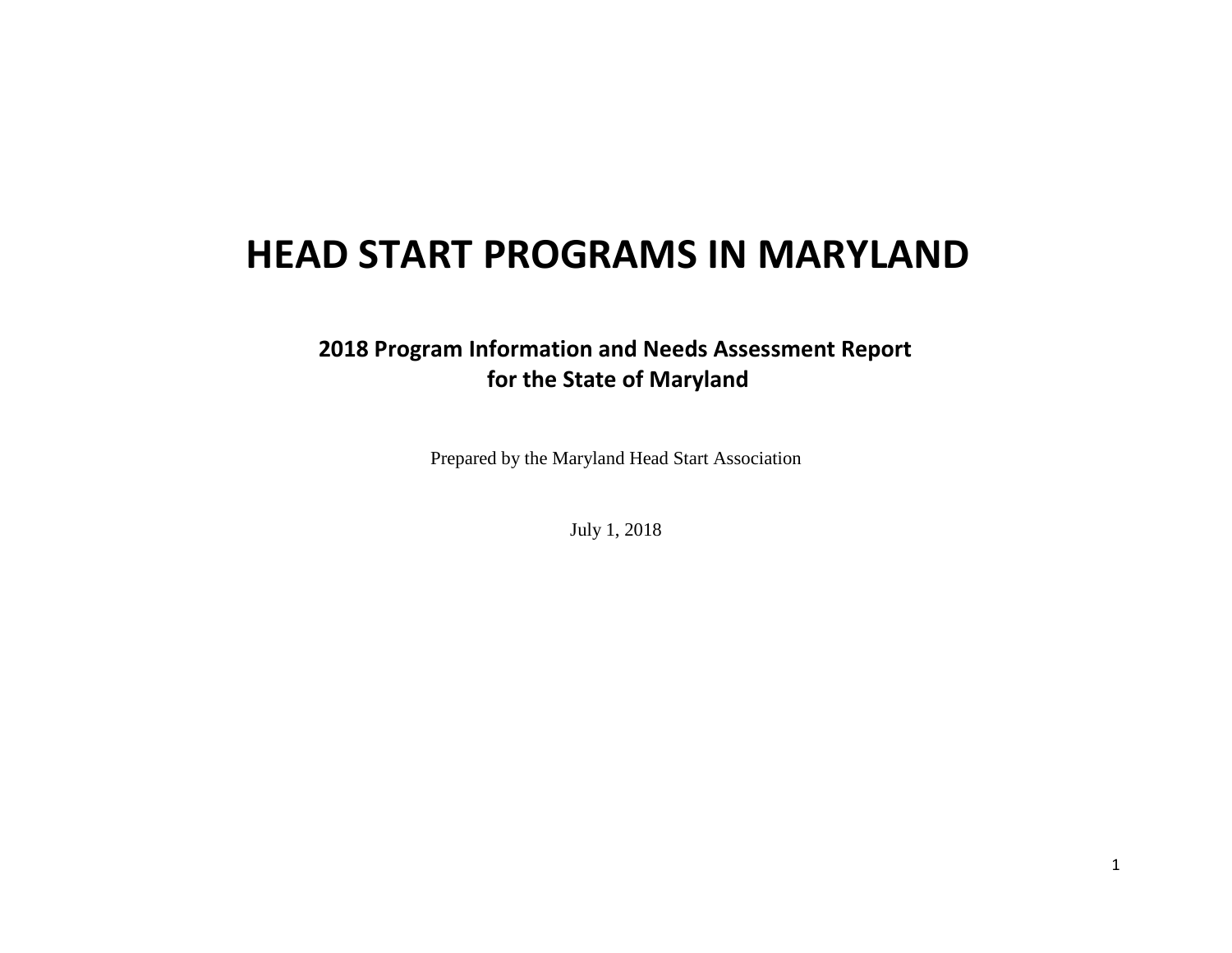# HEAD START PROGRAMS IN MARYLAND

## 2018 Program Information and Needs Assessment Report for the State of Maryland

Prepared by the Maryland Head Start Association

July 1, 2018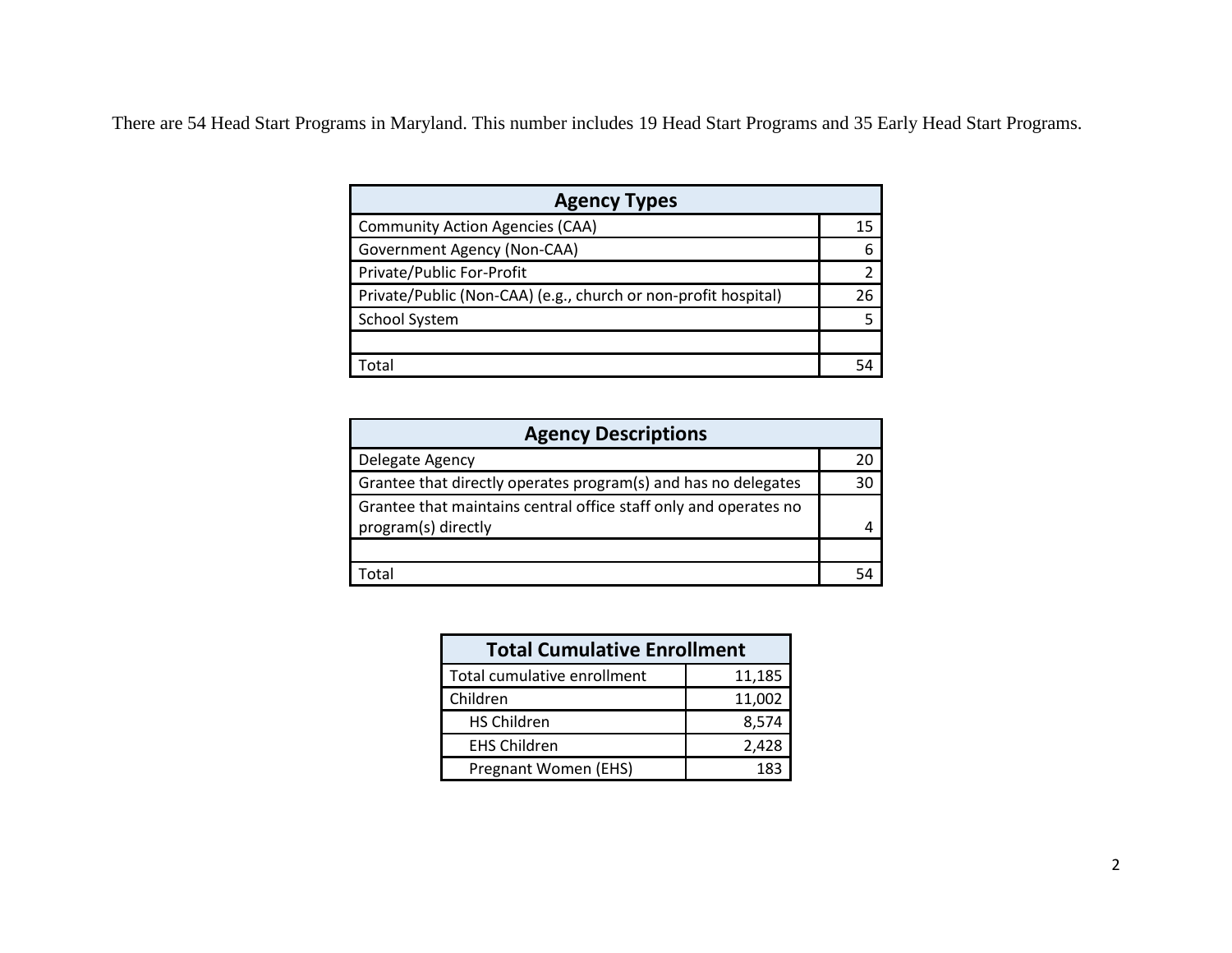There are 54 Head Start Programs in Maryland. This number includes 19 Head Start Programs and 35 Early Head Start Programs.

| Agency Types | |
|---|---|
| Community Action Agencies (CAA) | 15 |
| Government Agency (Non-CAA) | 6 |
| Private/Public For-Profit | 2 |
| Private/Public (Non-CAA) (e.g., church or non-profit hospital) | 26 |
| School System | 5 |
| | |
| Total | 54 |

| Agency Descriptions | |
|---|---|
| Delegate Agency | 20 |
| Grantee that directly operates program(s) and has no delegates | 30 |
| Grantee that maintains central office staff only and operates no program(s) directly | 4 |
| | |
| Total | 54 |

| Total Cumulative Enrollment | |
|---|---|
| Total cumulative enrollment | 11,185 |
| Children | 11,002 |
| HS Children | 8,574 |
| EHS Children | 2,428 |
| Pregnant Women (EHS) | 183 |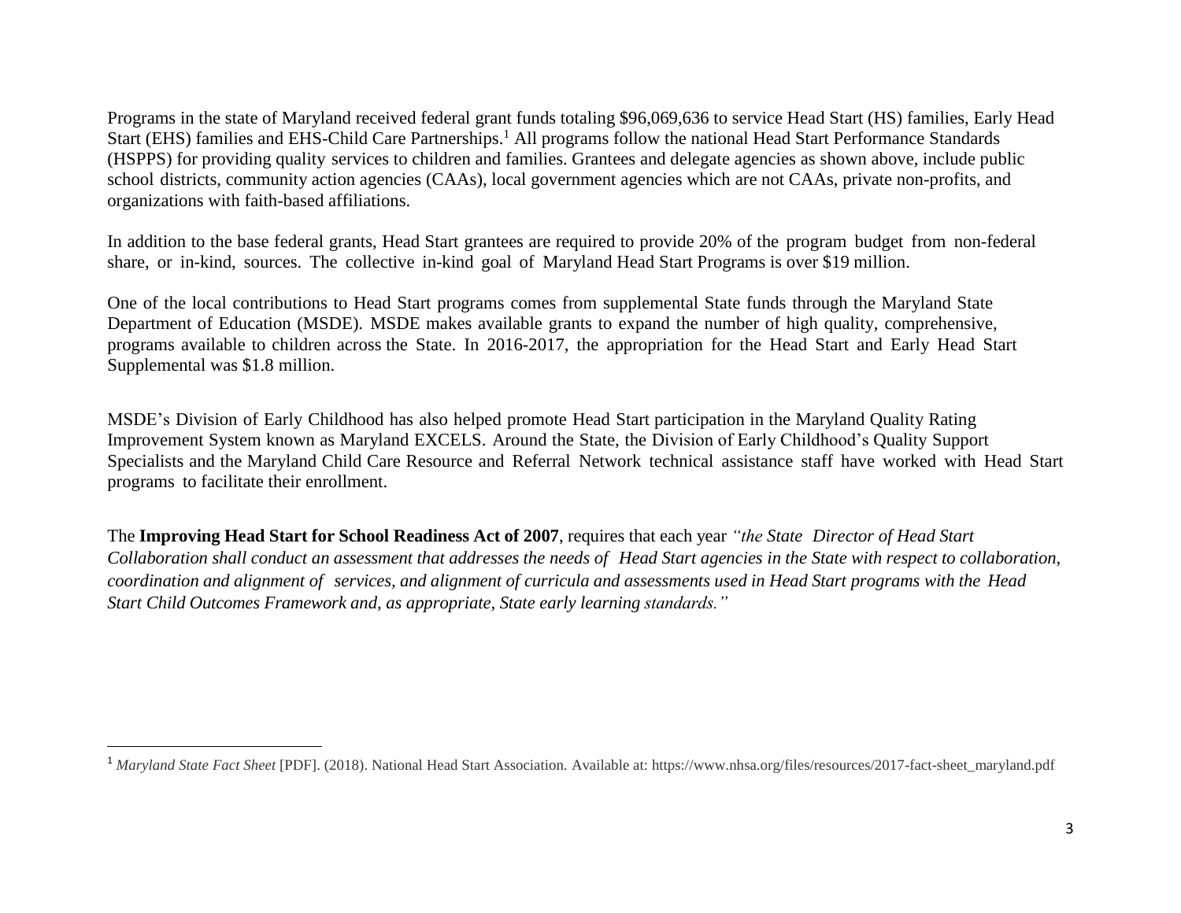Programs in the state of Maryland received federal grant funds totaling $96,069,636 to service Head Start (HS) families, Early Head Start (EHS) families and EHS-Child Care Partnerships.[1] All programs follow the national Head Start Performance Standards (HSPPS) for providing quality services to children and families. Grantees and delegate agencies as shown above, include public school districts, community action agencies (CAAs), local government agencies which are not CAAs, private non-profits, and organizations with faith-based affiliations.

In addition to the base federal grants, Head Start grantees are required to provide 20% of the program budget from non-federal share, or in-kind, sources. The collective in-kind goal of Maryland Head Start Programs is over $19 million.

One of the local contributions to Head Start programs comes from supplemental State funds through the Maryland State Department of Education (MSDE). MSDE makes available grants to expand the number of high quality, comprehensive, programs available to children across the State. In 2016-2017, the appropriation for the Head Start and Early Head Start Supplemental was $1.8 million.

MSDE's Division of Early Childhood has also helped promote Head Start participation in the Maryland Quality Rating Improvement System known as Maryland EXCELS. Around the State, the Division of Early Childhood's Quality Support Specialists and the Maryland Child Care Resource and Referral Network technical assistance staff have worked with Head Start programs to facilitate their enrollment.

The **Improving Head Start for School Readiness Act of 2007**, requires that each year *"the State Director of Head Start Collaboration shall conduct an assessment that addresses the needs of Head Start agencies in the State with respect to collaboration, coordination and alignment of services, and alignment of curricula and assessments used in Head Start programs with the Head Start Child Outcomes Framework and, as appropriate, State early learning standards."*

---

[1] *Maryland State Fact Sheet* [PDF]. (2018). National Head Start Association. Available at: https://www.nhsa.org/files/resources/2017-fact-sheet_maryland.pdf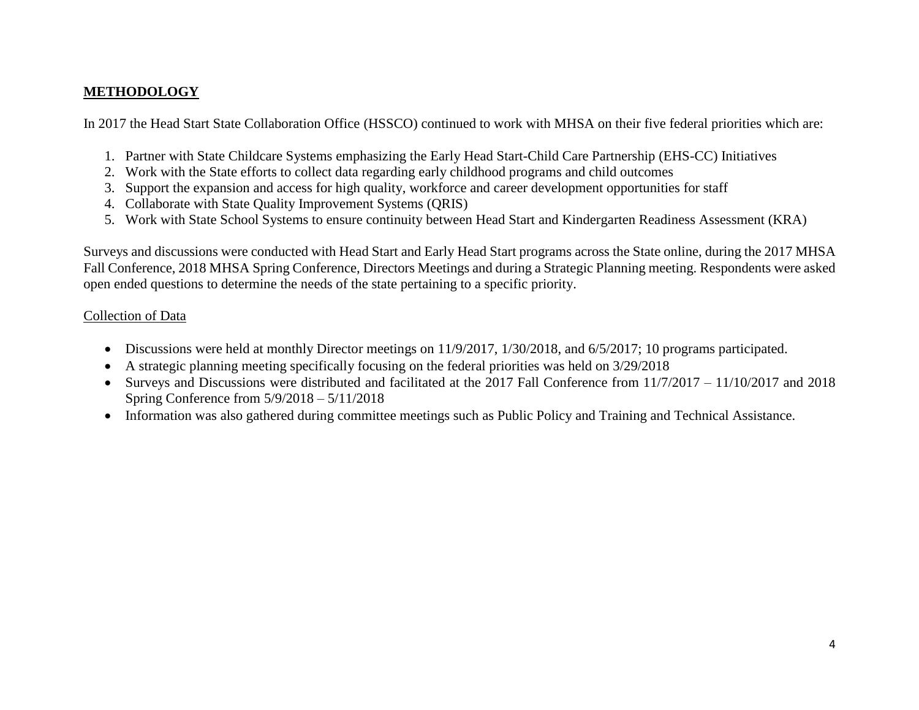## **METHODOLOGY**

In 2017 the Head Start State Collaboration Office (HSSCO) continued to work with MHSA on their five federal priorities which are:

1. Partner with State Childcare Systems emphasizing the Early Head Start-Child Care Partnership (EHS-CC) Initiatives
2. Work with the State efforts to collect data regarding early childhood programs and child outcomes
3. Support the expansion and access for high quality, workforce and career development opportunities for staff
4. Collaborate with State Quality Improvement Systems (QRIS)
5. Work with State School Systems to ensure continuity between Head Start and Kindergarten Readiness Assessment (KRA)

Surveys and discussions were conducted with Head Start and Early Head Start programs across the State online, during the 2017 MHSA Fall Conference, 2018 MHSA Spring Conference, Directors Meetings and during a Strategic Planning meeting. Respondents were asked open ended questions to determine the needs of the state pertaining to a specific priority.

### Collection of Data

- Discussions were held at monthly Director meetings on 11/9/2017, 1/30/2018, and 6/5/2017; 10 programs participated.
- A strategic planning meeting specifically focusing on the federal priorities was held on 3/29/2018
- Surveys and Discussions were distributed and facilitated at the 2017 Fall Conference from 11/7/2017 – 11/10/2017 and 2018 Spring Conference from 5/9/2018 – 5/11/2018
- Information was also gathered during committee meetings such as Public Policy and Training and Technical Assistance.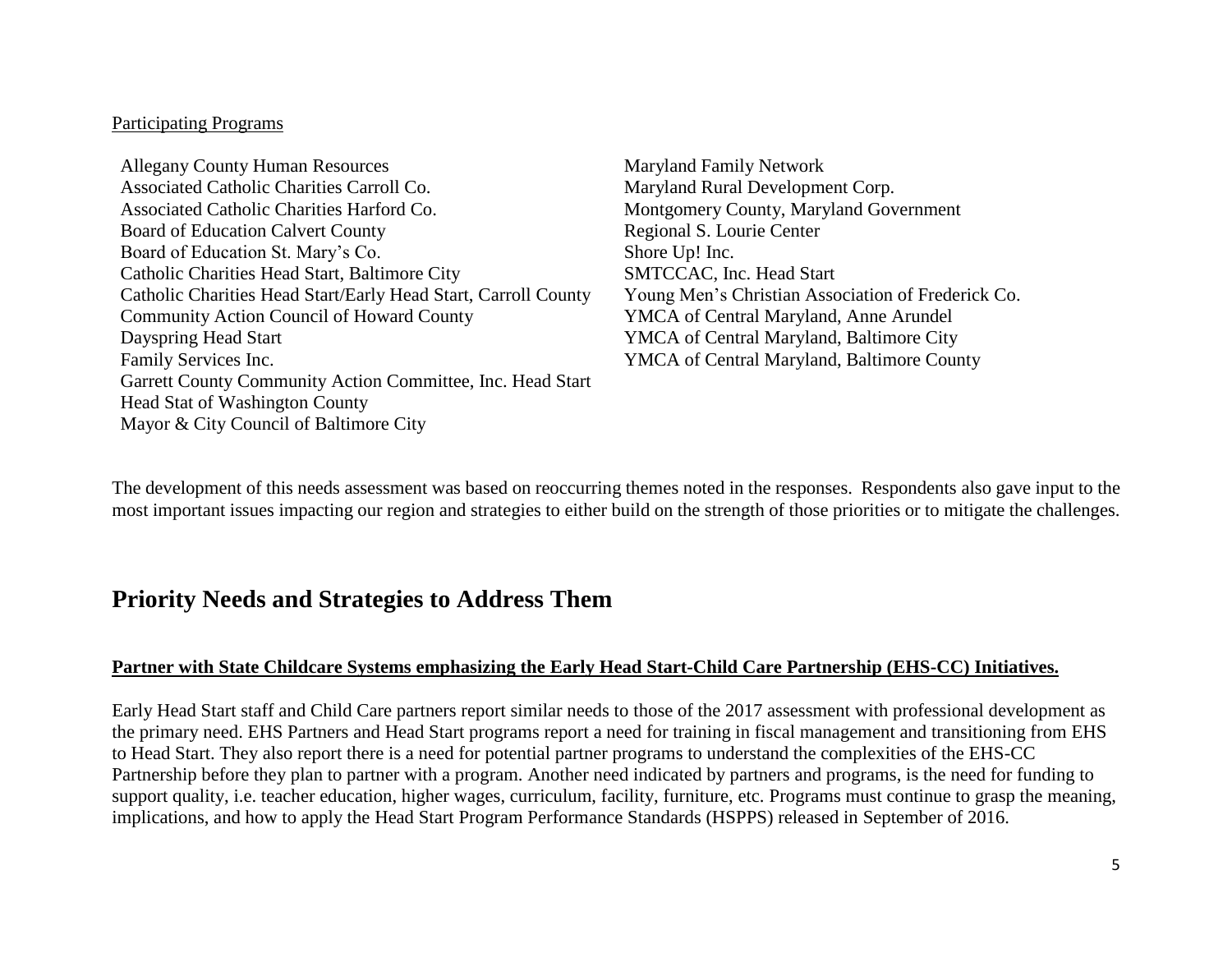Participating Programs

- Allegany County Human Resources
- Associated Catholic Charities Carroll Co.
- Associated Catholic Charities Harford Co.
- Board of Education Calvert County
- Board of Education St. Mary's Co.
- Catholic Charities Head Start, Baltimore City
- Catholic Charities Head Start/Early Head Start, Carroll County
- Community Action Council of Howard County
- Dayspring Head Start
- Family Services Inc.
- Garrett County Community Action Committee, Inc. Head Start
- Head Stat of Washington County
- Mayor & City Council of Baltimore City
- Maryland Family Network
- Maryland Rural Development Corp.
- Montgomery County, Maryland Government
- Regional S. Lourie Center
- Shore Up! Inc.
- SMTCCAC, Inc. Head Start
- Young Men's Christian Association of Frederick Co.
- YMCA of Central Maryland, Anne Arundel
- YMCA of Central Maryland, Baltimore City
- YMCA of Central Maryland, Baltimore County

The development of this needs assessment was based on reoccurring themes noted in the responses. Respondents also gave input to the most important issues impacting our region and strategies to either build on the strength of those priorities or to mitigate the challenges.

# Priority Needs and Strategies to Address Them

**Partner with State Childcare Systems emphasizing the Early Head Start-Child Care Partnership (EHS-CC) Initiatives.**

Early Head Start staff and Child Care partners report similar needs to those of the 2017 assessment with professional development as the primary need. EHS Partners and Head Start programs report a need for training in fiscal management and transitioning from EHS to Head Start. They also report there is a need for potential partner programs to understand the complexities of the EHS-CC Partnership before they plan to partner with a program. Another need indicated by partners and programs, is the need for funding to support quality, i.e. teacher education, higher wages, curriculum, facility, furniture, etc. Programs must continue to grasp the meaning, implications, and how to apply the Head Start Program Performance Standards (HSPPS) released in September of 2016.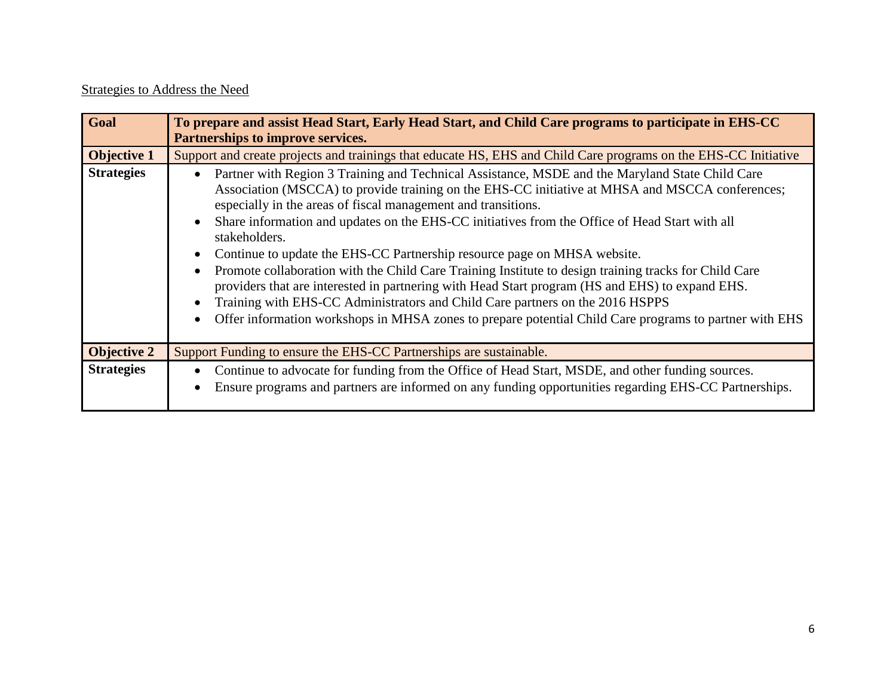Strategies to Address the Need

| Goal | **To prepare and assist Head Start, Early Head Start, and Child Care programs to participate in EHS-CC Partnerships to improve services.** |
| --- | --- |
| **Objective 1** | Support and create projects and trainings that educate HS, EHS and Child Care programs on the EHS-CC Initiative |
| **Strategies** | • Partner with Region 3 Training and Technical Assistance, MSDE and the Maryland State Child Care Association (MSCCA) to provide training on the EHS-CC initiative at MHSA and MSCCA conferences; especially in the areas of fiscal management and transitions.<br>• Share information and updates on the EHS-CC initiatives from the Office of Head Start with all stakeholders.<br>• Continue to update the EHS-CC Partnership resource page on MHSA website.<br>• Promote collaboration with the Child Care Training Institute to design training tracks for Child Care providers that are interested in partnering with Head Start program (HS and EHS) to expand EHS.<br>• Training with EHS-CC Administrators and Child Care partners on the 2016 HSPPS<br>• Offer information workshops in MHSA zones to prepare potential Child Care programs to partner with EHS |
| **Objective 2** | Support Funding to ensure the EHS-CC Partnerships are sustainable. |
| **Strategies** | • Continue to advocate for funding from the Office of Head Start, MSDE, and other funding sources.<br>• Ensure programs and partners are informed on any funding opportunities regarding EHS-CC Partnerships. |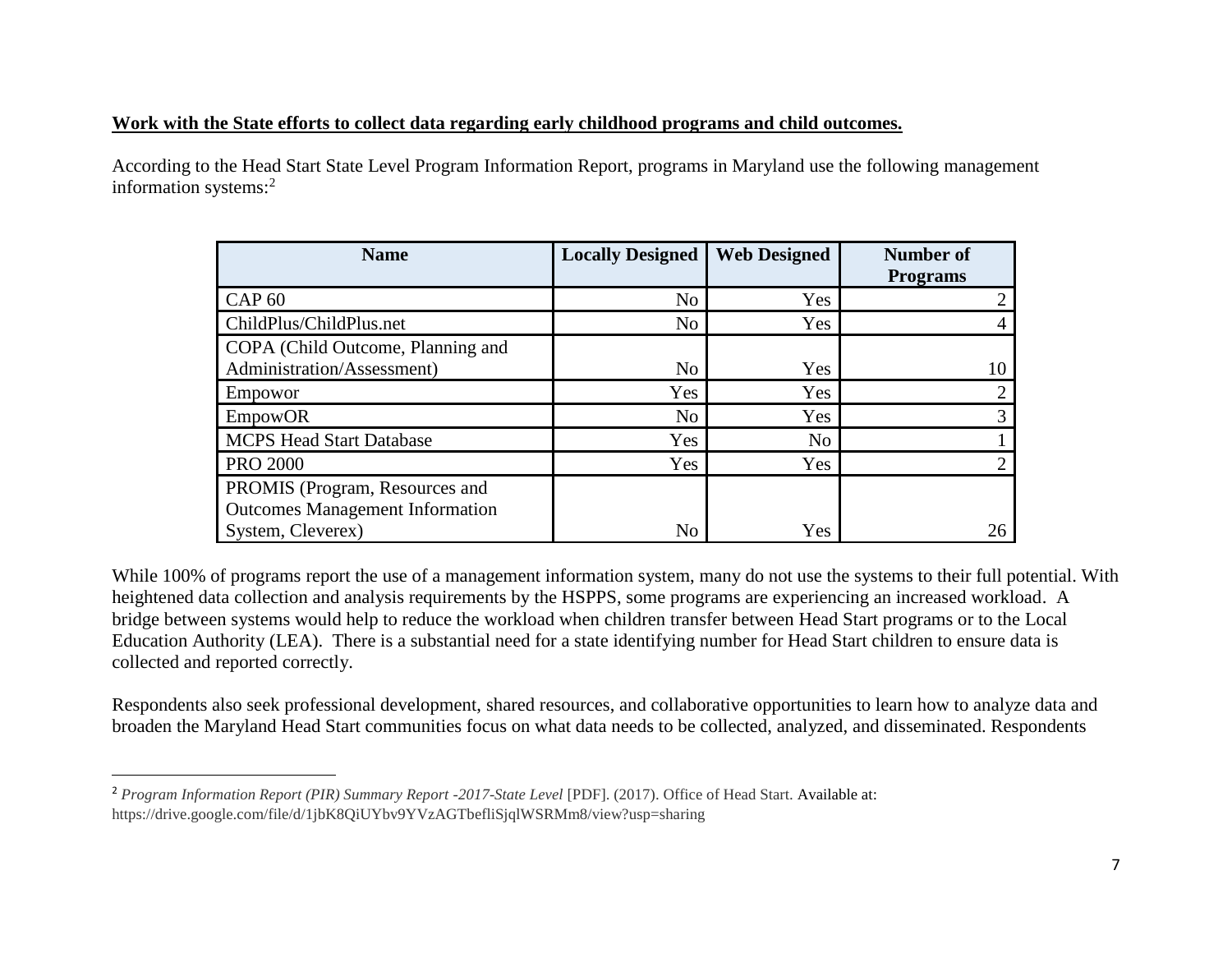**Work with the State efforts to collect data regarding early childhood programs and child outcomes.**

According to the Head Start State Level Program Information Report, programs in Maryland use the following management information systems:[2]

| Name | Locally Designed | Web Designed | Number of Programs |
|---|---|---|---|
| CAP 60 | No | Yes | 2 |
| ChildPlus/ChildPlus.net | No | Yes | 4 |
| COPA (Child Outcome, Planning and Administration/Assessment) | No | Yes | 10 |
| Empowor | Yes | Yes | 2 |
| EmpowOR | No | Yes | 3 |
| MCPS Head Start Database | Yes | No | 1 |
| PRO 2000 | Yes | Yes | 2 |
| PROMIS (Program, Resources and Outcomes Management Information System, Cleverex) | No | Yes | 26 |

While 100% of programs report the use of a management information system, many do not use the systems to their full potential. With heightened data collection and analysis requirements by the HSPPS, some programs are experiencing an increased workload. A bridge between systems would help to reduce the workload when children transfer between Head Start programs or to the Local Education Authority (LEA). There is a substantial need for a state identifying number for Head Start children to ensure data is collected and reported correctly.

Respondents also seek professional development, shared resources, and collaborative opportunities to learn how to analyze data and broaden the Maryland Head Start communities focus on what data needs to be collected, analyzed, and disseminated. Respondents

---

[2] *Program Information Report (PIR) Summary Report -2017-State Level* [PDF]. (2017). Office of Head Start. Available at: https://drive.google.com/file/d/1jbK8QiUYbv9YVzAGTbefliSjqlWSRMm8/view?usp=sharing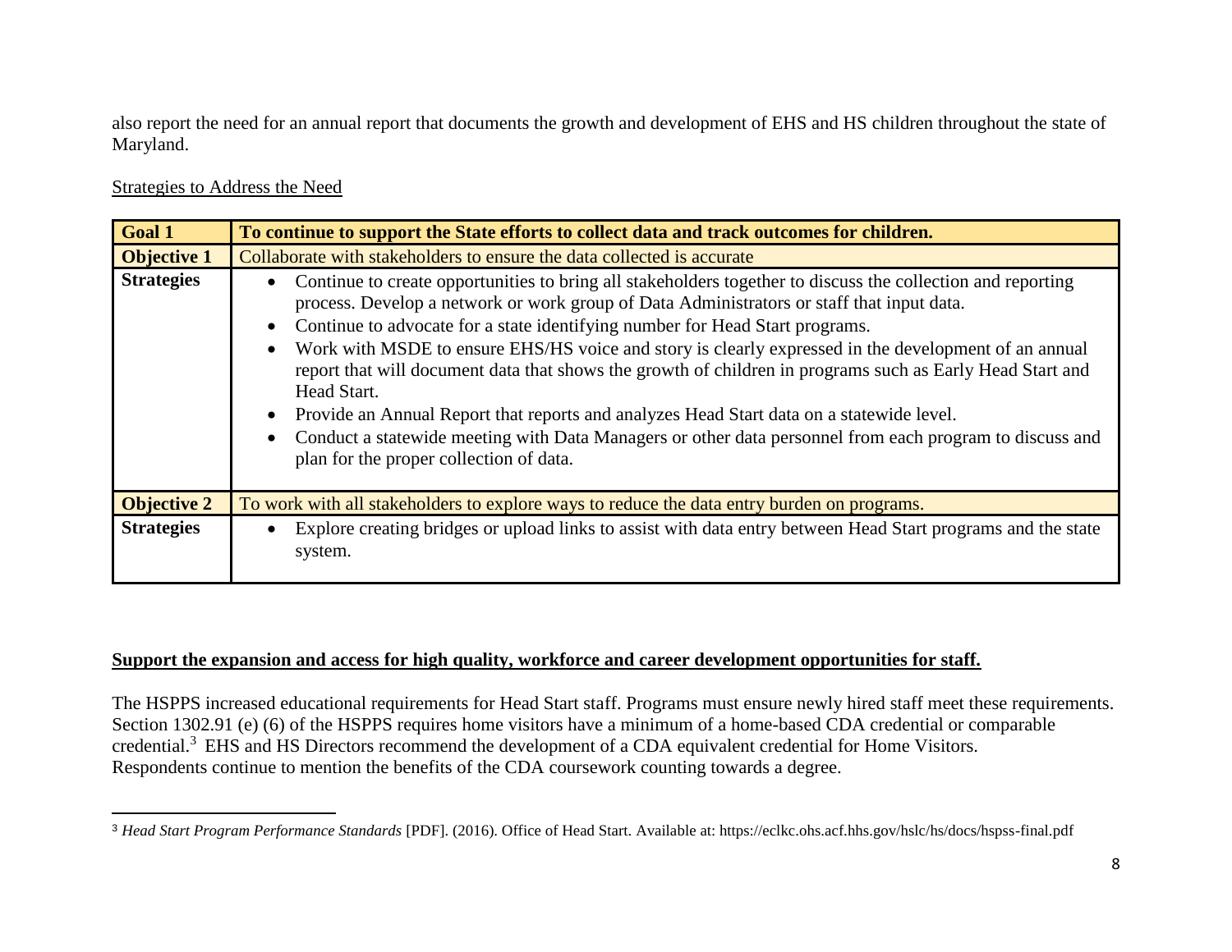also report the need for an annual report that documents the growth and development of EHS and HS children throughout the state of Maryland.

Strategies to Address the Need

| **Goal 1** | **To continue to support the State efforts to collect data and track outcomes for children.** |
| --- | --- |
| **Objective 1** | Collaborate with stakeholders to ensure the data collected is accurate |
| **Strategies** | • Continue to create opportunities to bring all stakeholders together to discuss the collection and reporting process. Develop a network or work group of Data Administrators or staff that input data.<br>• Continue to advocate for a state identifying number for Head Start programs.<br>• Work with MSDE to ensure EHS/HS voice and story is clearly expressed in the development of an annual report that will document data that shows the growth of children in programs such as Early Head Start and Head Start.<br>• Provide an Annual Report that reports and analyzes Head Start data on a statewide level.<br>• Conduct a statewide meeting with Data Managers or other data personnel from each program to discuss and plan for the proper collection of data. |
| **Objective 2** | To work with all stakeholders to explore ways to reduce the data entry burden on programs. |
| **Strategies** | • Explore creating bridges or upload links to assist with data entry between Head Start programs and the state system. |

**Support the expansion and access for high quality, workforce and career development opportunities for staff.**

The HSPPS increased educational requirements for Head Start staff. Programs must ensure newly hired staff meet these requirements. Section 1302.91 (e) (6) of the HSPPS requires home visitors have a minimum of a home-based CDA credential or comparable credential.[3] EHS and HS Directors recommend the development of a CDA equivalent credential for Home Visitors. Respondents continue to mention the benefits of the CDA coursework counting towards a degree.

[3] *Head Start Program Performance Standards* [PDF]. (2016). Office of Head Start. Available at: https://eclkc.ohs.acf.hhs.gov/hslc/hs/docs/hspss-final.pdf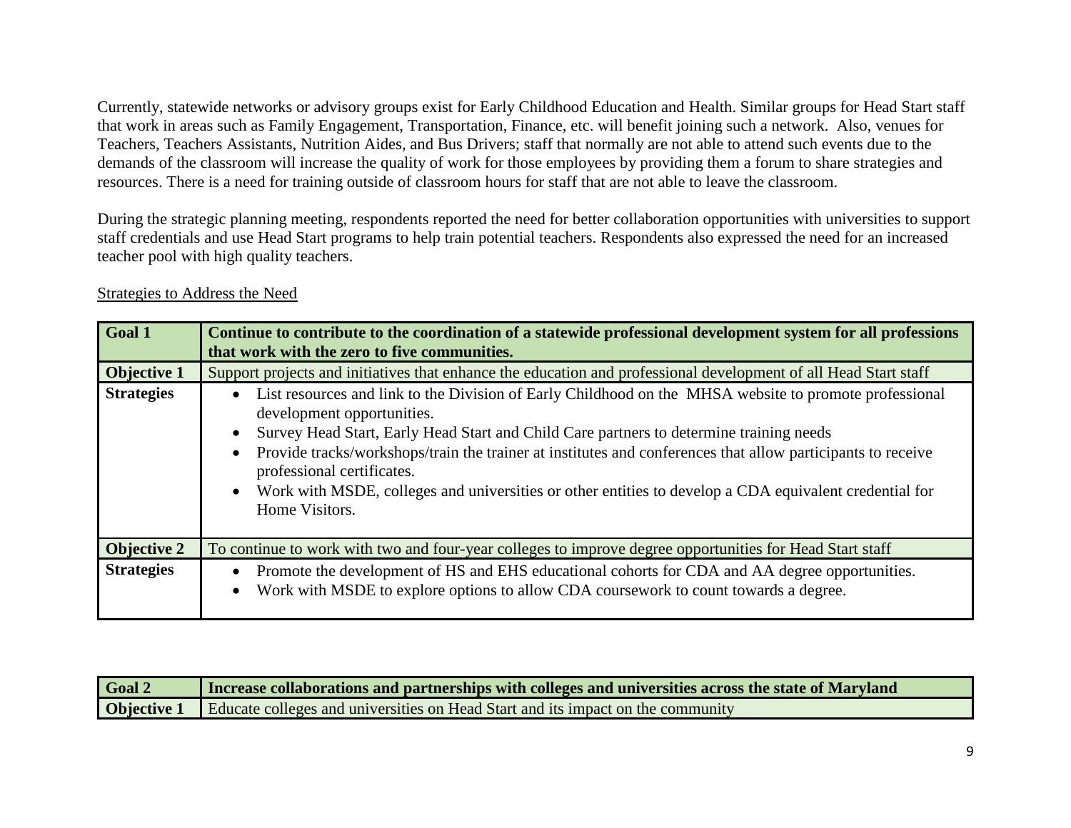Currently, statewide networks or advisory groups exist for Early Childhood Education and Health. Similar groups for Head Start staff that work in areas such as Family Engagement, Transportation, Finance, etc. will benefit joining such a network. Also, venues for Teachers, Teachers Assistants, Nutrition Aides, and Bus Drivers; staff that normally are not able to attend such events due to the demands of the classroom will increase the quality of work for those employees by providing them a forum to share strategies and resources. There is a need for training outside of classroom hours for staff that are not able to leave the classroom.

During the strategic planning meeting, respondents reported the need for better collaboration opportunities with universities to support staff credentials and use Head Start programs to help train potential teachers. Respondents also expressed the need for an increased teacher pool with high quality teachers.

<u>Strategies to Address the Need</u>

| **Goal 1** | **Continue to contribute to the coordination of a statewide professional development system for all professions that work with the zero to five communities.** |
|---|---|
| **Objective 1** | Support projects and initiatives that enhance the education and professional development of all Head Start staff |
| **Strategies** | • List resources and link to the Division of Early Childhood on the MHSA website to promote professional development opportunities.<br>• Survey Head Start, Early Head Start and Child Care partners to determine training needs<br>• Provide tracks/workshops/train the trainer at institutes and conferences that allow participants to receive professional certificates.<br>• Work with MSDE, colleges and universities or other entities to develop a CDA equivalent credential for Home Visitors. |
| **Objective 2** | To continue to work with two and four-year colleges to improve degree opportunities for Head Start staff |
| **Strategies** | • Promote the development of HS and EHS educational cohorts for CDA and AA degree opportunities.<br>• Work with MSDE to explore options to allow CDA coursework to count towards a degree. |

| **Goal 2** | **Increase collaborations and partnerships with colleges and universities across the state of Maryland** |
|---|---|
| **Objective 1** | Educate colleges and universities on Head Start and its impact on the community |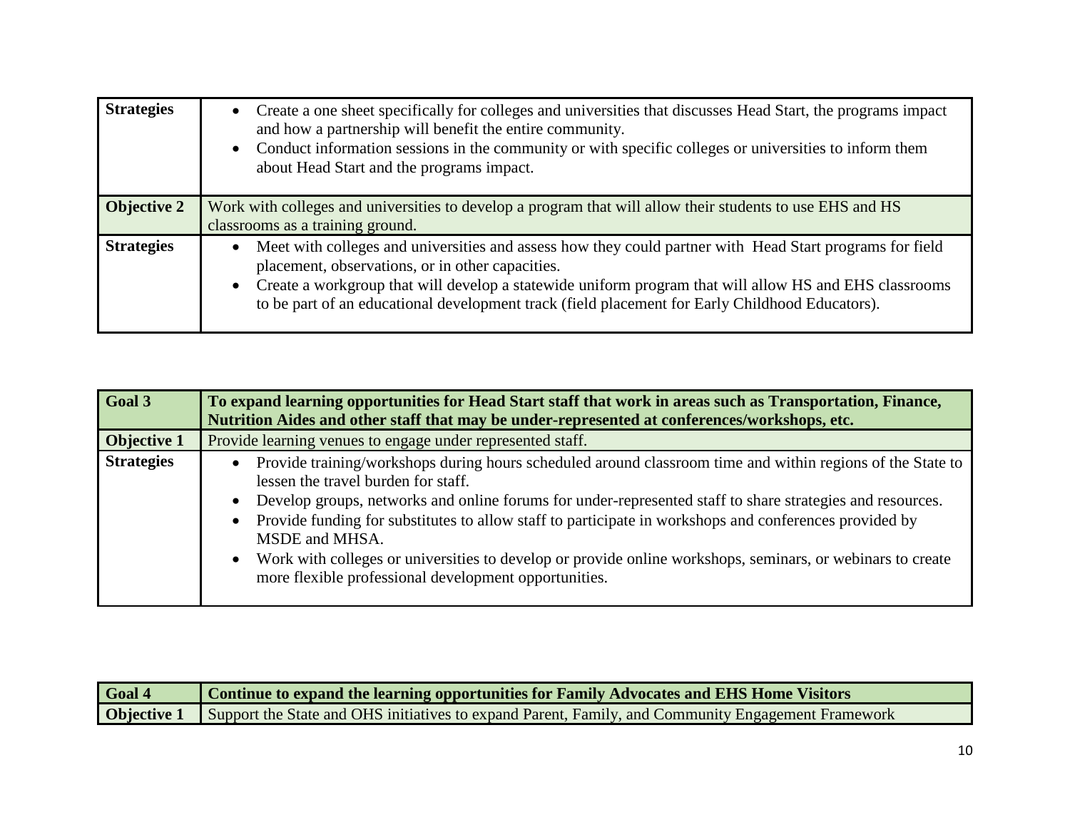| | |
|---|---|
| **Strategies** | • Create a one sheet specifically for colleges and universities that discusses Head Start, the programs impact and how a partnership will benefit the entire community.<br>• Conduct information sessions in the community or with specific colleges or universities to inform them about Head Start and the programs impact. |
| **Objective 2** | Work with colleges and universities to develop a program that will allow their students to use EHS and HS classrooms as a training ground. |
| **Strategies** | • Meet with colleges and universities and assess how they could partner with Head Start programs for field placement, observations, or in other capacities.<br>• Create a workgroup that will develop a statewide uniform program that will allow HS and EHS classrooms to be part of an educational development track (field placement for Early Childhood Educators). |

| **Goal 3** | **To expand learning opportunities for Head Start staff that work in areas such as Transportation, Finance, Nutrition Aides and other staff that may be under-represented at conferences/workshops, etc.** |
|---|---|
| **Objective 1** | Provide learning venues to engage under represented staff. |
| **Strategies** | • Provide training/workshops during hours scheduled around classroom time and within regions of the State to lessen the travel burden for staff.<br>• Develop groups, networks and online forums for under-represented staff to share strategies and resources.<br>• Provide funding for substitutes to allow staff to participate in workshops and conferences provided by MSDE and MHSA.<br>• Work with colleges or universities to develop or provide online workshops, seminars, or webinars to create more flexible professional development opportunities. |

| **Goal 4** | **Continue to expand the learning opportunities for Family Advocates and EHS Home Visitors** |
|---|---|
| **Objective 1** | Support the State and OHS initiatives to expand Parent, Family, and Community Engagement Framework |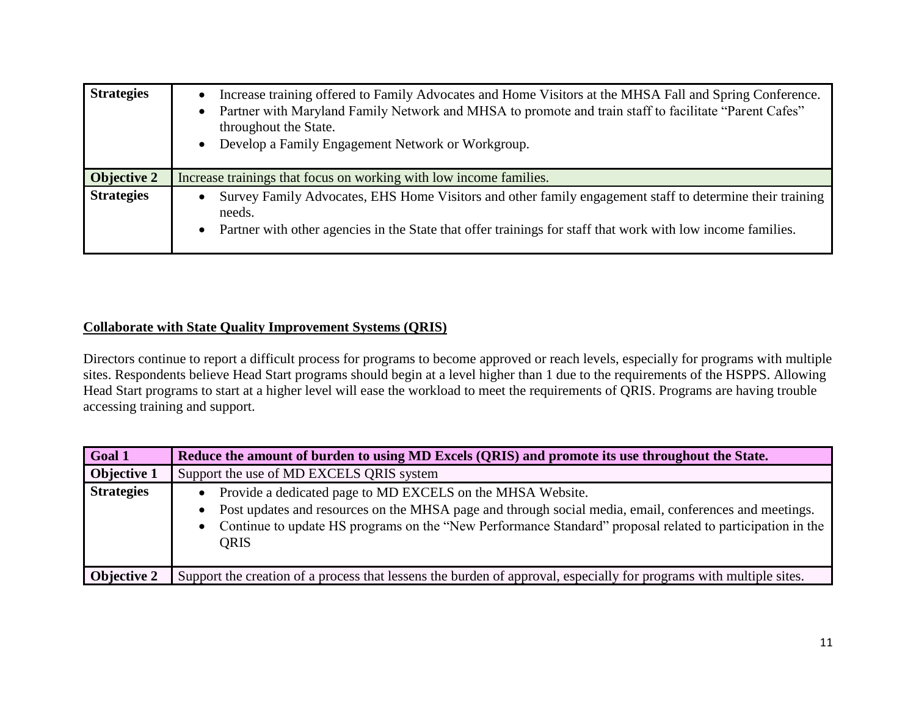| | |
|---|---|
| **Strategies** | • Increase training offered to Family Advocates and Home Visitors at the MHSA Fall and Spring Conference.<br>• Partner with Maryland Family Network and MHSA to promote and train staff to facilitate "Parent Cafes" throughout the State.<br>• Develop a Family Engagement Network or Workgroup. |
| **Objective 2** | Increase trainings that focus on working with low income families. |
| **Strategies** | • Survey Family Advocates, EHS Home Visitors and other family engagement staff to determine their training needs.<br>• Partner with other agencies in the State that offer trainings for staff that work with low income families. |

**Collaborate with State Quality Improvement Systems (QRIS)**

Directors continue to report a difficult process for programs to become approved or reach levels, especially for programs with multiple sites. Respondents believe Head Start programs should begin at a level higher than 1 due to the requirements of the HSPPS. Allowing Head Start programs to start at a higher level will ease the workload to meet the requirements of QRIS. Programs are having trouble accessing training and support.

| **Goal 1** | **Reduce the amount of burden to using MD Excels (QRIS) and promote its use throughout the State.** |
|---|---|
| **Objective 1** | Support the use of MD EXCELS QRIS system |
| **Strategies** | • Provide a dedicated page to MD EXCELS on the MHSA Website.<br>• Post updates and resources on the MHSA page and through social media, email, conferences and meetings.<br>• Continue to update HS programs on the "New Performance Standard" proposal related to participation in the QRIS |
| **Objective 2** | Support the creation of a process that lessens the burden of approval, especially for programs with multiple sites. |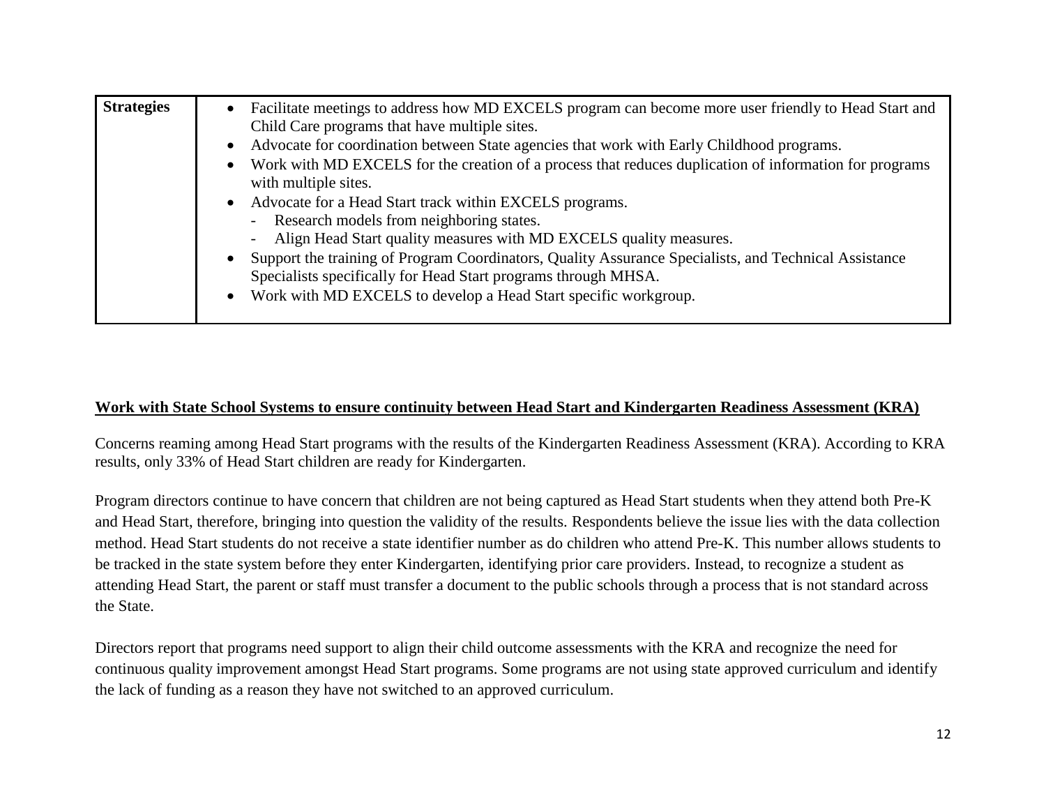| **Strategies** | <ul><li>Facilitate meetings to address how MD EXCELS program can become more user friendly to Head Start and Child Care programs that have multiple sites.</li><li>Advocate for coordination between State agencies that work with Early Childhood programs.</li><li>Work with MD EXCELS for the creation of a process that reduces duplication of information for programs with multiple sites.</li><li>Advocate for a Head Start track within EXCELS programs.<br>- Research models from neighboring states.<br>- Align Head Start quality measures with MD EXCELS quality measures.</li><li>Support the training of Program Coordinators, Quality Assurance Specialists, and Technical Assistance Specialists specifically for Head Start programs through MHSA.</li><li>Work with MD EXCELS to develop a Head Start specific workgroup.</li></ul> |
|---|---|

**Work with State School Systems to ensure continuity between Head Start and Kindergarten Readiness Assessment (KRA)**

Concerns reaming among Head Start programs with the results of the Kindergarten Readiness Assessment (KRA). According to KRA results, only 33% of Head Start children are ready for Kindergarten.

Program directors continue to have concern that children are not being captured as Head Start students when they attend both Pre-K and Head Start, therefore, bringing into question the validity of the results. Respondents believe the issue lies with the data collection method. Head Start students do not receive a state identifier number as do children who attend Pre-K. This number allows students to be tracked in the state system before they enter Kindergarten, identifying prior care providers. Instead, to recognize a student as attending Head Start, the parent or staff must transfer a document to the public schools through a process that is not standard across the State.

Directors report that programs need support to align their child outcome assessments with the KRA and recognize the need for continuous quality improvement amongst Head Start programs. Some programs are not using state approved curriculum and identify the lack of funding as a reason they have not switched to an approved curriculum.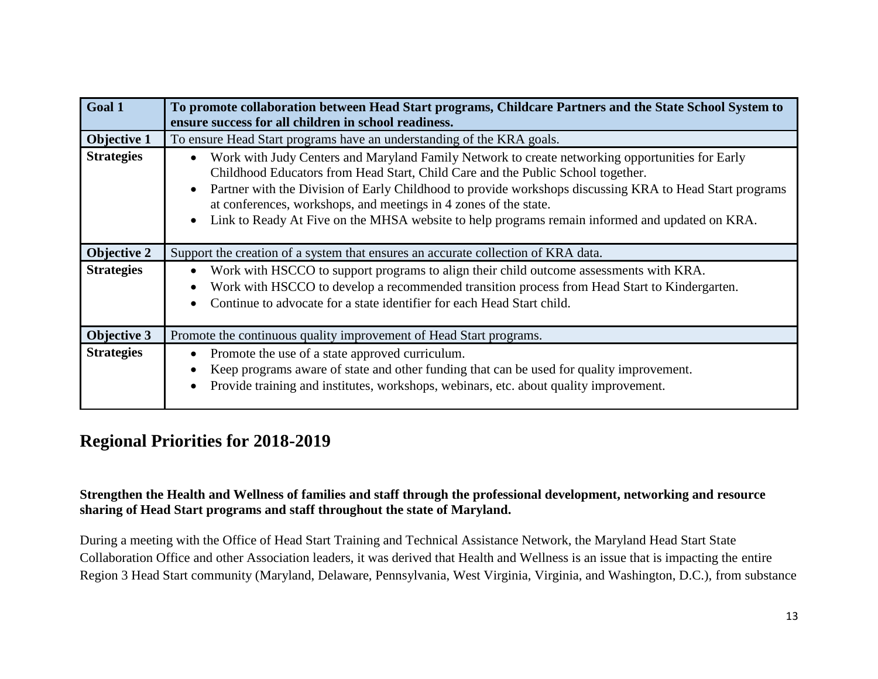| Goal 1 | **To promote collaboration between Head Start programs, Childcare Partners and the State School System to ensure success for all children in school readiness.** |
|---|---|
| **Objective 1** | To ensure Head Start programs have an understanding of the KRA goals. |
| **Strategies** | • Work with Judy Centers and Maryland Family Network to create networking opportunities for Early Childhood Educators from Head Start, Child Care and the Public School together.<br>• Partner with the Division of Early Childhood to provide workshops discussing KRA to Head Start programs at conferences, workshops, and meetings in 4 zones of the state.<br>• Link to Ready At Five on the MHSA website to help programs remain informed and updated on KRA. |
| **Objective 2** | Support the creation of a system that ensures an accurate collection of KRA data. |
| **Strategies** | • Work with HSCCO to support programs to align their child outcome assessments with KRA.<br>• Work with HSCCO to develop a recommended transition process from Head Start to Kindergarten.<br>• Continue to advocate for a state identifier for each Head Start child. |
| **Objective 3** | Promote the continuous quality improvement of Head Start programs. |
| **Strategies** | • Promote the use of a state approved curriculum.<br>• Keep programs aware of state and other funding that can be used for quality improvement.<br>• Provide training and institutes, workshops, webinars, etc. about quality improvement. |

## Regional Priorities for 2018-2019

**Strengthen the Health and Wellness of families and staff through the professional development, networking and resource sharing of Head Start programs and staff throughout the state of Maryland.**

During a meeting with the Office of Head Start Training and Technical Assistance Network, the Maryland Head Start State Collaboration Office and other Association leaders, it was derived that Health and Wellness is an issue that is impacting the entire Region 3 Head Start community (Maryland, Delaware, Pennsylvania, West Virginia, Virginia, and Washington, D.C.), from substance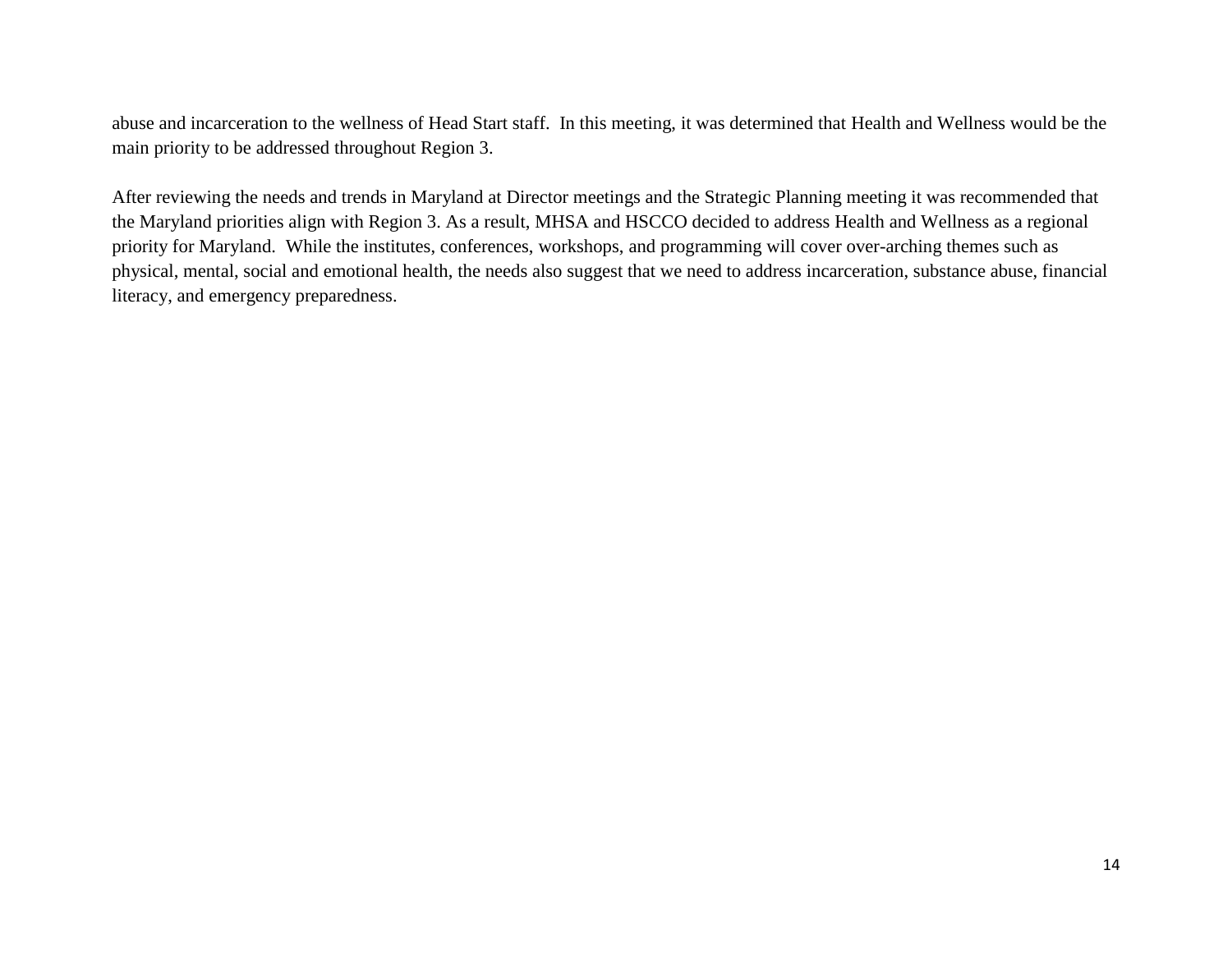abuse and incarceration to the wellness of Head Start staff. In this meeting, it was determined that Health and Wellness would be the main priority to be addressed throughout Region 3.

After reviewing the needs and trends in Maryland at Director meetings and the Strategic Planning meeting it was recommended that the Maryland priorities align with Region 3. As a result, MHSA and HSCCO decided to address Health and Wellness as a regional priority for Maryland. While the institutes, conferences, workshops, and programming will cover over-arching themes such as physical, mental, social and emotional health, the needs also suggest that we need to address incarceration, substance abuse, financial literacy, and emergency preparedness.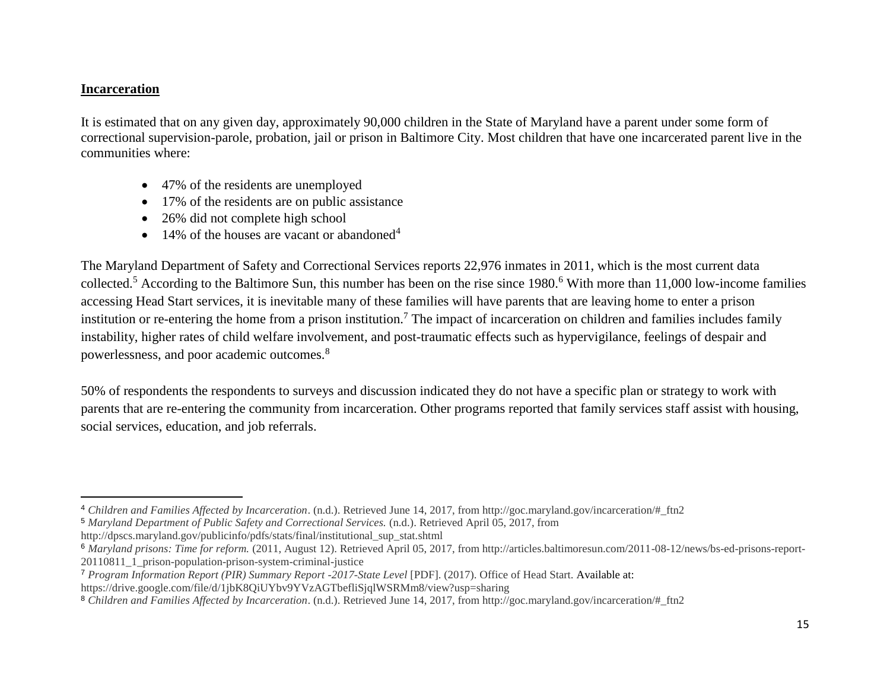**Incarceration**

It is estimated that on any given day, approximately 90,000 children in the State of Maryland have a parent under some form of correctional supervision-parole, probation, jail or prison in Baltimore City. Most children that have one incarcerated parent live in the communities where:

- 47% of the residents are unemployed
- 17% of the residents are on public assistance
- 26% did not complete high school
- 14% of the houses are vacant or abandoned[4]

The Maryland Department of Safety and Correctional Services reports 22,976 inmates in 2011, which is the most current data collected.[5] According to the Baltimore Sun, this number has been on the rise since 1980.[6] With more than 11,000 low-income families accessing Head Start services, it is inevitable many of these families will have parents that are leaving home to enter a prison institution or re-entering the home from a prison institution.[7] The impact of incarceration on children and families includes family instability, higher rates of child welfare involvement, and post-traumatic effects such as hypervigilance, feelings of despair and powerlessness, and poor academic outcomes.[8]

50% of respondents the respondents to surveys and discussion indicated they do not have a specific plan or strategy to work with parents that are re-entering the community from incarceration. Other programs reported that family services staff assist with housing, social services, education, and job referrals.

---

[4] *Children and Families Affected by Incarceration*. (n.d.). Retrieved June 14, 2017, from http://goc.maryland.gov/incarceration/#_ftn2

[5] *Maryland Department of Public Safety and Correctional Services.* (n.d.). Retrieved April 05, 2017, from http://dpscs.maryland.gov/publicinfo/pdfs/stats/final/institutional_sup_stat.shtml

[6] *Maryland prisons: Time for reform.* (2011, August 12). Retrieved April 05, 2017, from http://articles.baltimoresun.com/2011-08-12/news/bs-ed-prisons-report-20110811_1_prison-population-prison-system-criminal-justice

[7] *Program Information Report (PIR) Summary Report -2017-State Level* [PDF]. (2017). Office of Head Start. Available at: https://drive.google.com/file/d/1jbK8QiUYbv9YVzAGTbefliSjqlWSRMm8/view?usp=sharing

[8] *Children and Families Affected by Incarceration*. (n.d.). Retrieved June 14, 2017, from http://goc.maryland.gov/incarceration/#_ftn2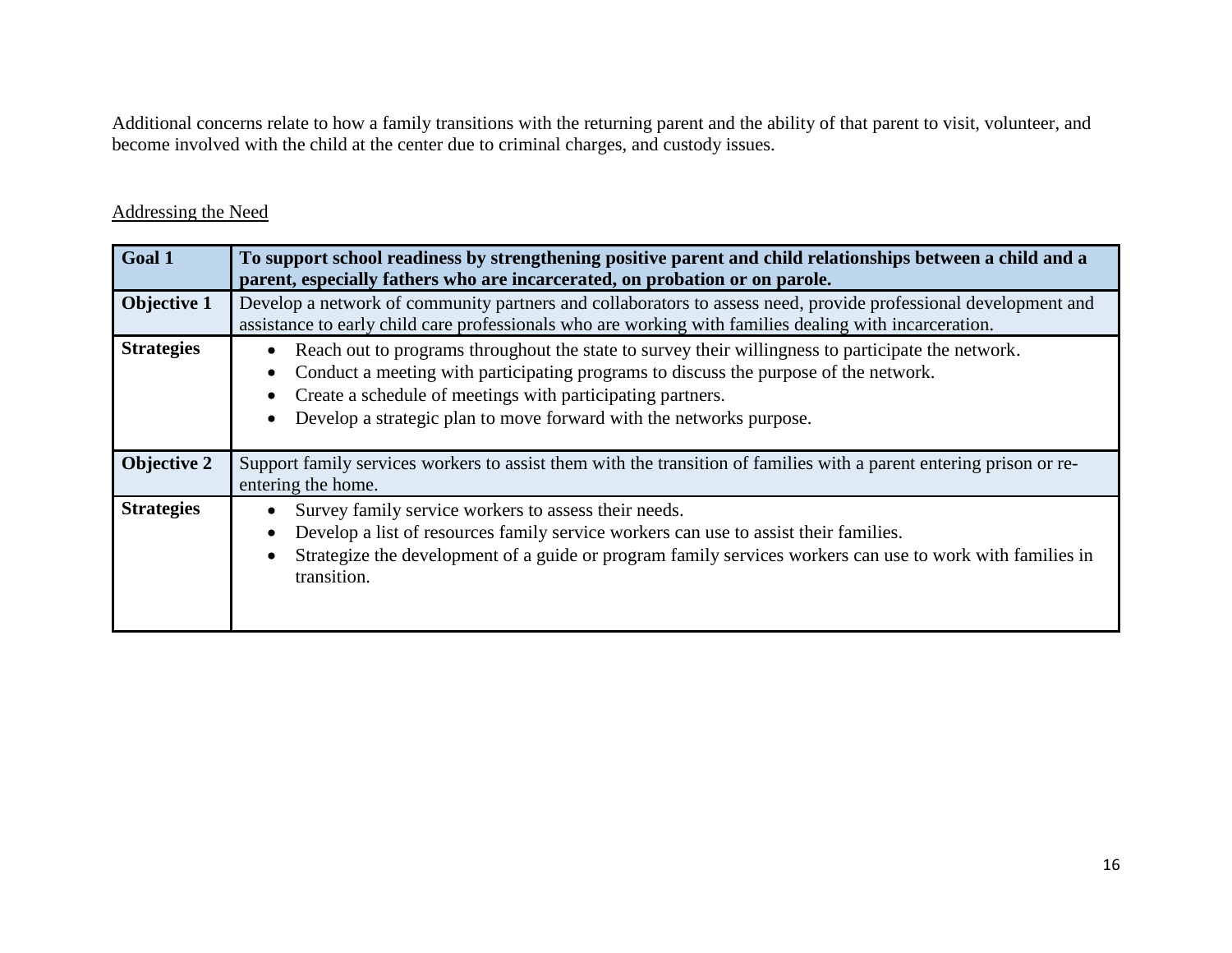Additional concerns relate to how a family transitions with the returning parent and the ability of that parent to visit, volunteer, and become involved with the child at the center due to criminal charges, and custody issues.

<u>Addressing the Need</u>

| **Goal 1** | **To support school readiness by strengthening positive parent and child relationships between a child and a parent, especially fathers who are incarcerated, on probation or on parole.** |
|---|---|
| **Objective 1** | Develop a network of community partners and collaborators to assess need, provide professional development and assistance to early child care professionals who are working with families dealing with incarceration. |
| **Strategies** | • Reach out to programs throughout the state to survey their willingness to participate the network.<br>• Conduct a meeting with participating programs to discuss the purpose of the network.<br>• Create a schedule of meetings with participating partners.<br>• Develop a strategic plan to move forward with the networks purpose. |
| **Objective 2** | Support family services workers to assist them with the transition of families with a parent entering prison or re-entering the home. |
| **Strategies** | • Survey family service workers to assess their needs.<br>• Develop a list of resources family service workers can use to assist their families.<br>• Strategize the development of a guide or program family services workers can use to work with families in transition. |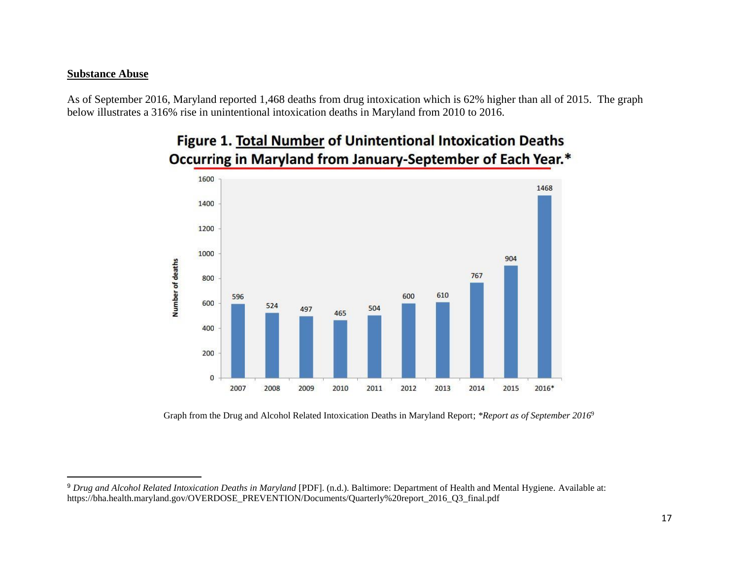## Substance Abuse

As of September 2016, Maryland reported 1,468 deaths from drug intoxication which is 62% higher than all of 2015. The graph below illustrates a 316% rise in unintentional intoxication deaths in Maryland from 2010 to 2016.

**Figure 1. Total Number of Unintentional Intoxication Deaths Occurring in Maryland from January-September of Each Year.***

| Year | Number of deaths |
| --- | --- |
| 2007 | 596 |
| 2008 | 524 |
| 2009 | 497 |
| 2010 | 465 |
| 2011 | 504 |
| 2012 | 600 |
| 2013 | 610 |
| 2014 | 767 |
| 2015 | 904 |
| 2016* | 1468 |

Graph from the Drug and Alcohol Related Intoxication Deaths in Maryland Report; *\*Report as of September 2016*[9]

---

[9] *Drug and Alcohol Related Intoxication Deaths in Maryland* [PDF]. (n.d.). Baltimore: Department of Health and Mental Hygiene. Available at: https://bha.health.maryland.gov/OVERDOSE_PREVENTION/Documents/Quarterly%20report_2016_Q3_final.pdf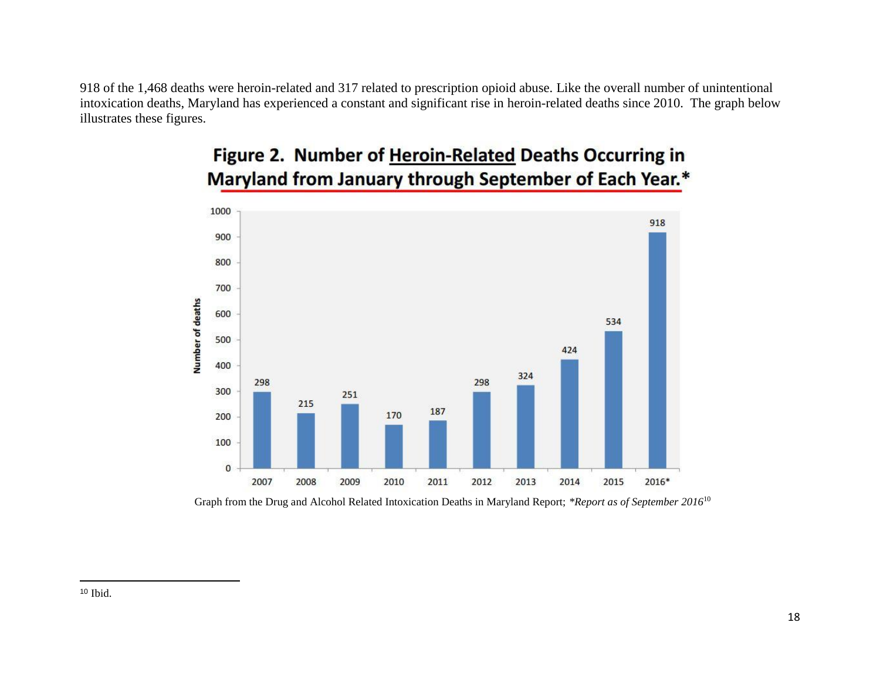918 of the 1,468 deaths were heroin-related and 317 related to prescription opioid abuse. Like the overall number of unintentional intoxication deaths, Maryland has experienced a constant and significant rise in heroin-related deaths since 2010. The graph below illustrates these figures.

**Figure 2. Number of <u>Heroin-Related</u> Deaths Occurring in Maryland from January through September of Each Year.***

| Year | Number of deaths |
|---|---|
| 2007 | 298 |
| 2008 | 215 |
| 2009 | 251 |
| 2010 | 170 |
| 2011 | 187 |
| 2012 | 298 |
| 2013 | 324 |
| 2014 | 424 |
| 2015 | 534 |
| 2016* | 918 |

Graph from the Drug and Alcohol Related Intoxication Deaths in Maryland Report; *\*Report as of September 2016*[10]

---

[10] Ibid.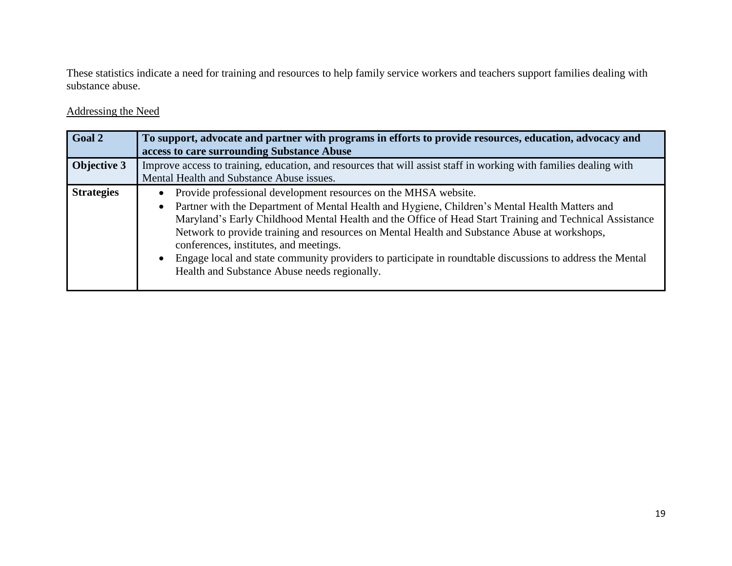These statistics indicate a need for training and resources to help family service workers and teachers support families dealing with substance abuse.

Addressing the Need

| **Goal 2** | **To support, advocate and partner with programs in efforts to provide resources, education, advocacy and access to care surrounding Substance Abuse** |
|---|---|
| **Objective 3** | Improve access to training, education, and resources that will assist staff in working with families dealing with Mental Health and Substance Abuse issues. |
| **Strategies** | • Provide professional development resources on the MHSA website.<br>• Partner with the Department of Mental Health and Hygiene, Children's Mental Health Matters and Maryland's Early Childhood Mental Health and the Office of Head Start Training and Technical Assistance Network to provide training and resources on Mental Health and Substance Abuse at workshops, conferences, institutes, and meetings.<br>• Engage local and state community providers to participate in roundtable discussions to address the Mental Health and Substance Abuse needs regionally. |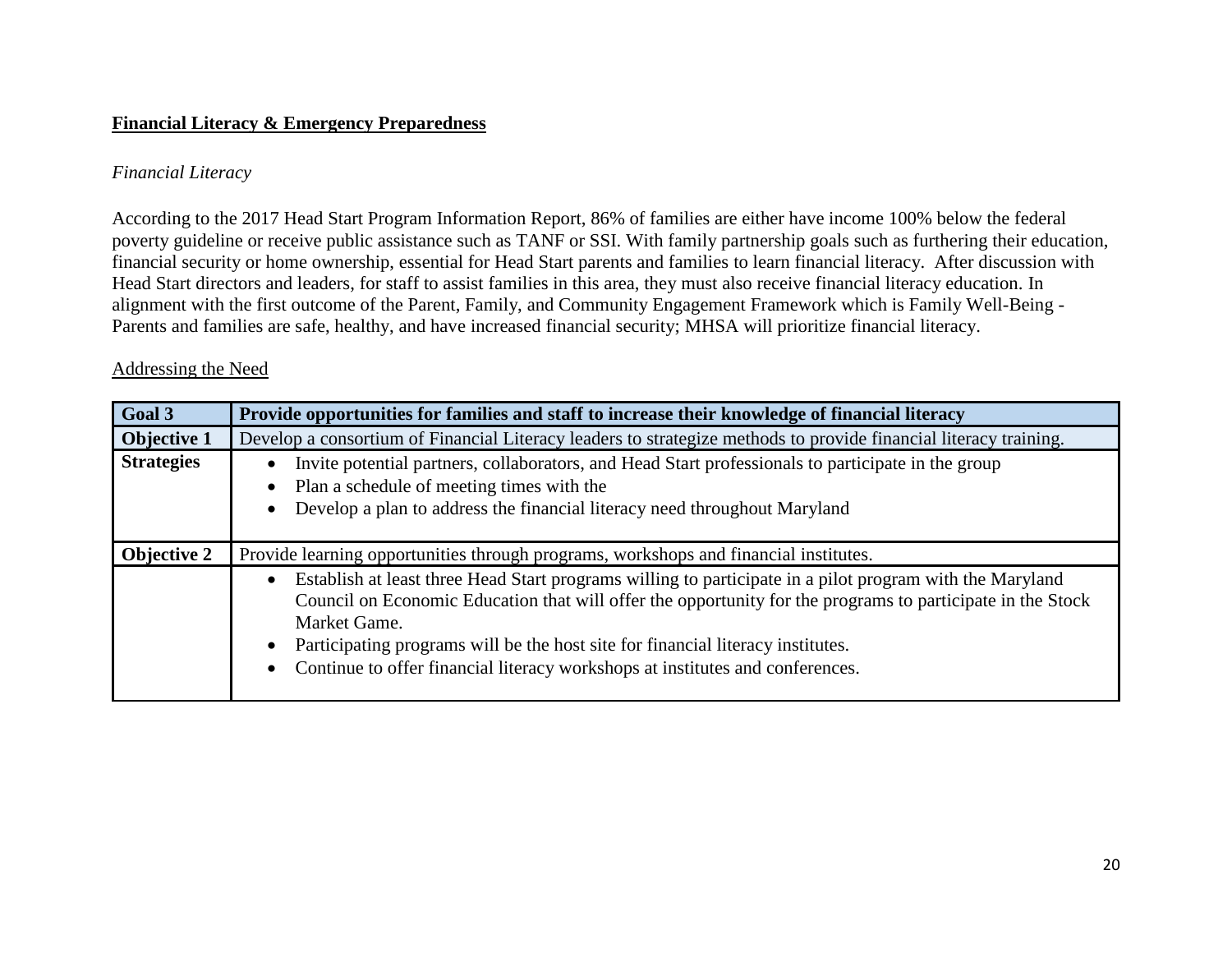**Financial Literacy & Emergency Preparedness**

*Financial Literacy*

According to the 2017 Head Start Program Information Report, 86% of families are either have income 100% below the federal poverty guideline or receive public assistance such as TANF or SSI. With family partnership goals such as furthering their education, financial security or home ownership, essential for Head Start parents and families to learn financial literacy. After discussion with Head Start directors and leaders, for staff to assist families in this area, they must also receive financial literacy education. In alignment with the first outcome of the Parent, Family, and Community Engagement Framework which is Family Well-Being - Parents and families are safe, healthy, and have increased financial security; MHSA will prioritize financial literacy.

Addressing the Need

| **Goal 3** | **Provide opportunities for families and staff to increase their knowledge of financial literacy** |
|---|---|
| **Objective 1** | Develop a consortium of Financial Literacy leaders to strategize methods to provide financial literacy training. |
| **Strategies** | • Invite potential partners, collaborators, and Head Start professionals to participate in the group<br>• Plan a schedule of meeting times with the<br>• Develop a plan to address the financial literacy need throughout Maryland |
| **Objective 2** | Provide learning opportunities through programs, workshops and financial institutes. |
| | • Establish at least three Head Start programs willing to participate in a pilot program with the Maryland Council on Economic Education that will offer the opportunity for the programs to participate in the Stock Market Game.<br>• Participating programs will be the host site for financial literacy institutes.<br>• Continue to offer financial literacy workshops at institutes and conferences. |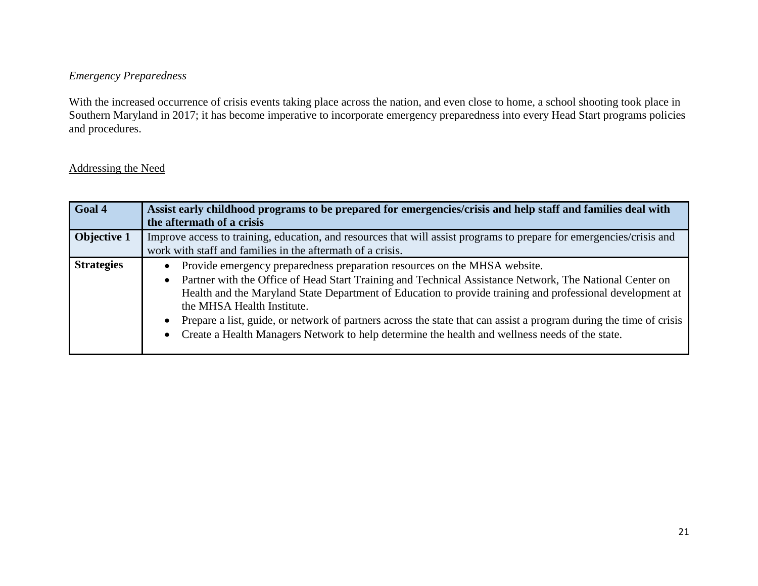*Emergency Preparedness*

With the increased occurrence of crisis events taking place across the nation, and even close to home, a school shooting took place in Southern Maryland in 2017; it has become imperative to incorporate emergency preparedness into every Head Start programs policies and procedures.

<u>Addressing the Need</u>

| **Goal 4** | **Assist early childhood programs to be prepared for emergencies/crisis and help staff and families deal with the aftermath of a crisis** |
|---|---|
| **Objective 1** | Improve access to training, education, and resources that will assist programs to prepare for emergencies/crisis and work with staff and families in the aftermath of a crisis. |
| **Strategies** | • Provide emergency preparedness preparation resources on the MHSA website.<br>• Partner with the Office of Head Start Training and Technical Assistance Network, The National Center on Health and the Maryland State Department of Education to provide training and professional development at the MHSA Health Institute.<br>• Prepare a list, guide, or network of partners across the state that can assist a program during the time of crisis<br>• Create a Health Managers Network to help determine the health and wellness needs of the state. |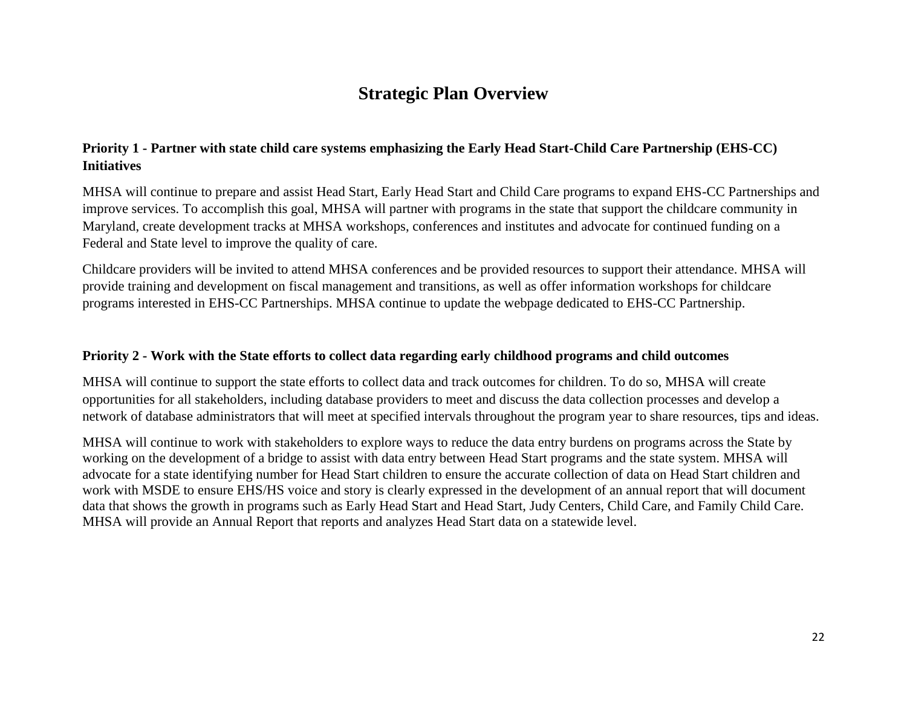# Strategic Plan Overview

**Priority 1 - Partner with state child care systems emphasizing the Early Head Start-Child Care Partnership (EHS-CC) Initiatives**

MHSA will continue to prepare and assist Head Start, Early Head Start and Child Care programs to expand EHS-CC Partnerships and improve services. To accomplish this goal, MHSA will partner with programs in the state that support the childcare community in Maryland, create development tracks at MHSA workshops, conferences and institutes and advocate for continued funding on a Federal and State level to improve the quality of care.

Childcare providers will be invited to attend MHSA conferences and be provided resources to support their attendance. MHSA will provide training and development on fiscal management and transitions, as well as offer information workshops for childcare programs interested in EHS-CC Partnerships. MHSA continue to update the webpage dedicated to EHS-CC Partnership.

**Priority 2 - Work with the State efforts to collect data regarding early childhood programs and child outcomes**

MHSA will continue to support the state efforts to collect data and track outcomes for children. To do so, MHSA will create opportunities for all stakeholders, including database providers to meet and discuss the data collection processes and develop a network of database administrators that will meet at specified intervals throughout the program year to share resources, tips and ideas.

MHSA will continue to work with stakeholders to explore ways to reduce the data entry burdens on programs across the State by working on the development of a bridge to assist with data entry between Head Start programs and the state system. MHSA will advocate for a state identifying number for Head Start children to ensure the accurate collection of data on Head Start children and work with MSDE to ensure EHS/HS voice and story is clearly expressed in the development of an annual report that will document data that shows the growth in programs such as Early Head Start and Head Start, Judy Centers, Child Care, and Family Child Care. MHSA will provide an Annual Report that reports and analyzes Head Start data on a statewide level.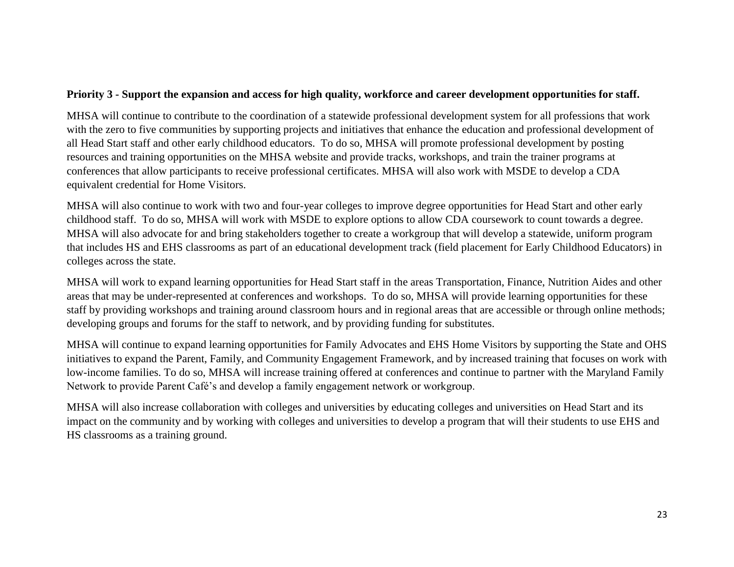**Priority 3 - Support the expansion and access for high quality, workforce and career development opportunities for staff.**

MHSA will continue to contribute to the coordination of a statewide professional development system for all professions that work with the zero to five communities by supporting projects and initiatives that enhance the education and professional development of all Head Start staff and other early childhood educators. To do so, MHSA will promote professional development by posting resources and training opportunities on the MHSA website and provide tracks, workshops, and train the trainer programs at conferences that allow participants to receive professional certificates. MHSA will also work with MSDE to develop a CDA equivalent credential for Home Visitors.

MHSA will also continue to work with two and four-year colleges to improve degree opportunities for Head Start and other early childhood staff. To do so, MHSA will work with MSDE to explore options to allow CDA coursework to count towards a degree. MHSA will also advocate for and bring stakeholders together to create a workgroup that will develop a statewide, uniform program that includes HS and EHS classrooms as part of an educational development track (field placement for Early Childhood Educators) in colleges across the state.

MHSA will work to expand learning opportunities for Head Start staff in the areas Transportation, Finance, Nutrition Aides and other areas that may be under-represented at conferences and workshops. To do so, MHSA will provide learning opportunities for these staff by providing workshops and training around classroom hours and in regional areas that are accessible or through online methods; developing groups and forums for the staff to network, and by providing funding for substitutes.

MHSA will continue to expand learning opportunities for Family Advocates and EHS Home Visitors by supporting the State and OHS initiatives to expand the Parent, Family, and Community Engagement Framework, and by increased training that focuses on work with low-income families. To do so, MHSA will increase training offered at conferences and continue to partner with the Maryland Family Network to provide Parent Café's and develop a family engagement network or workgroup.

MHSA will also increase collaboration with colleges and universities by educating colleges and universities on Head Start and its impact on the community and by working with colleges and universities to develop a program that will their students to use EHS and HS classrooms as a training ground.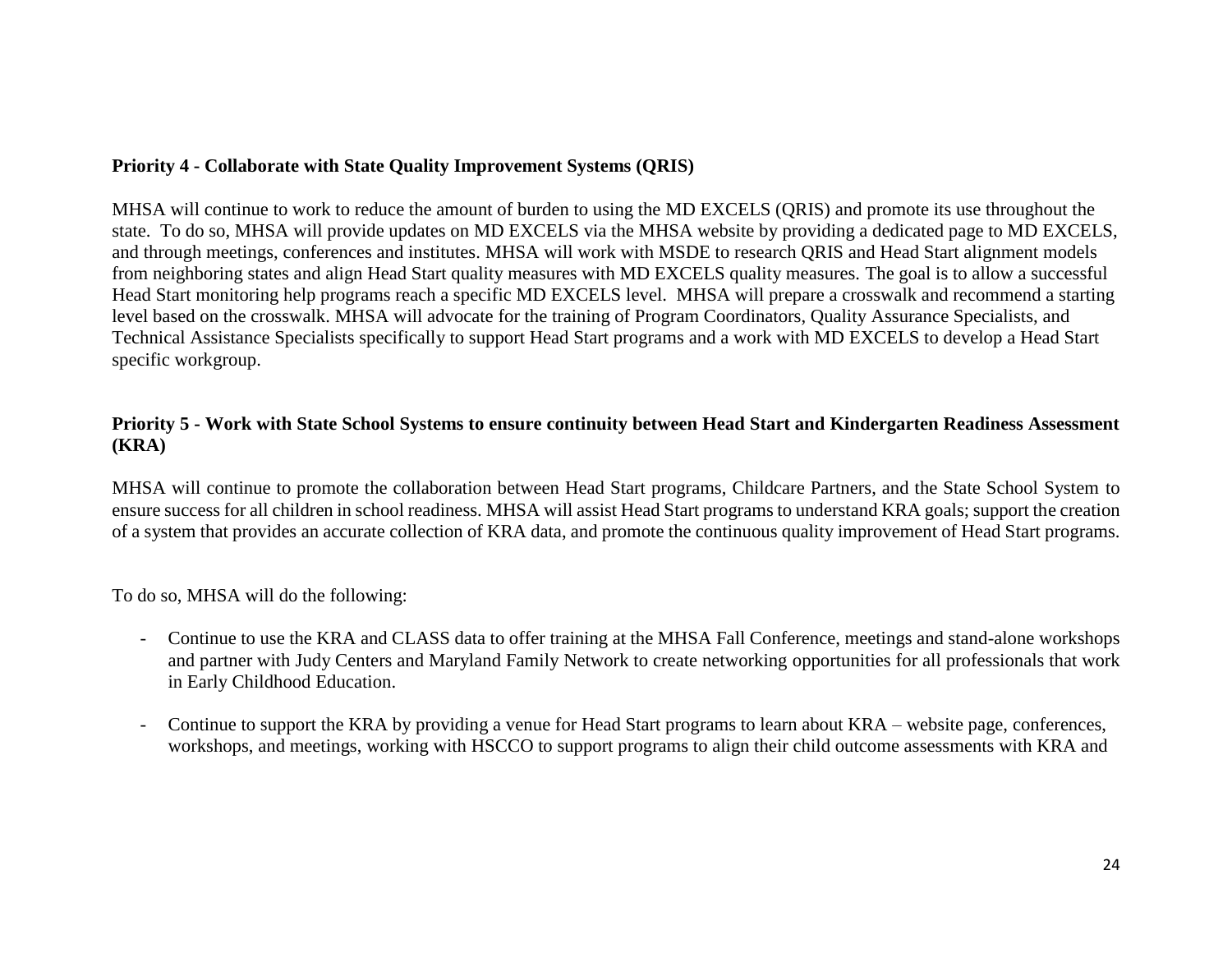**Priority 4 - Collaborate with State Quality Improvement Systems (QRIS)**

MHSA will continue to work to reduce the amount of burden to using the MD EXCELS (QRIS) and promote its use throughout the state. To do so, MHSA will provide updates on MD EXCELS via the MHSA website by providing a dedicated page to MD EXCELS, and through meetings, conferences and institutes. MHSA will work with MSDE to research QRIS and Head Start alignment models from neighboring states and align Head Start quality measures with MD EXCELS quality measures. The goal is to allow a successful Head Start monitoring help programs reach a specific MD EXCELS level. MHSA will prepare a crosswalk and recommend a starting level based on the crosswalk. MHSA will advocate for the training of Program Coordinators, Quality Assurance Specialists, and Technical Assistance Specialists specifically to support Head Start programs and a work with MD EXCELS to develop a Head Start specific workgroup.

**Priority 5 - Work with State School Systems to ensure continuity between Head Start and Kindergarten Readiness Assessment (KRA)**

MHSA will continue to promote the collaboration between Head Start programs, Childcare Partners, and the State School System to ensure success for all children in school readiness. MHSA will assist Head Start programs to understand KRA goals; support the creation of a system that provides an accurate collection of KRA data, and promote the continuous quality improvement of Head Start programs.

To do so, MHSA will do the following:

- Continue to use the KRA and CLASS data to offer training at the MHSA Fall Conference, meetings and stand-alone workshops and partner with Judy Centers and Maryland Family Network to create networking opportunities for all professionals that work in Early Childhood Education.

- Continue to support the KRA by providing a venue for Head Start programs to learn about KRA – website page, conferences, workshops, and meetings, working with HSCCO to support programs to align their child outcome assessments with KRA and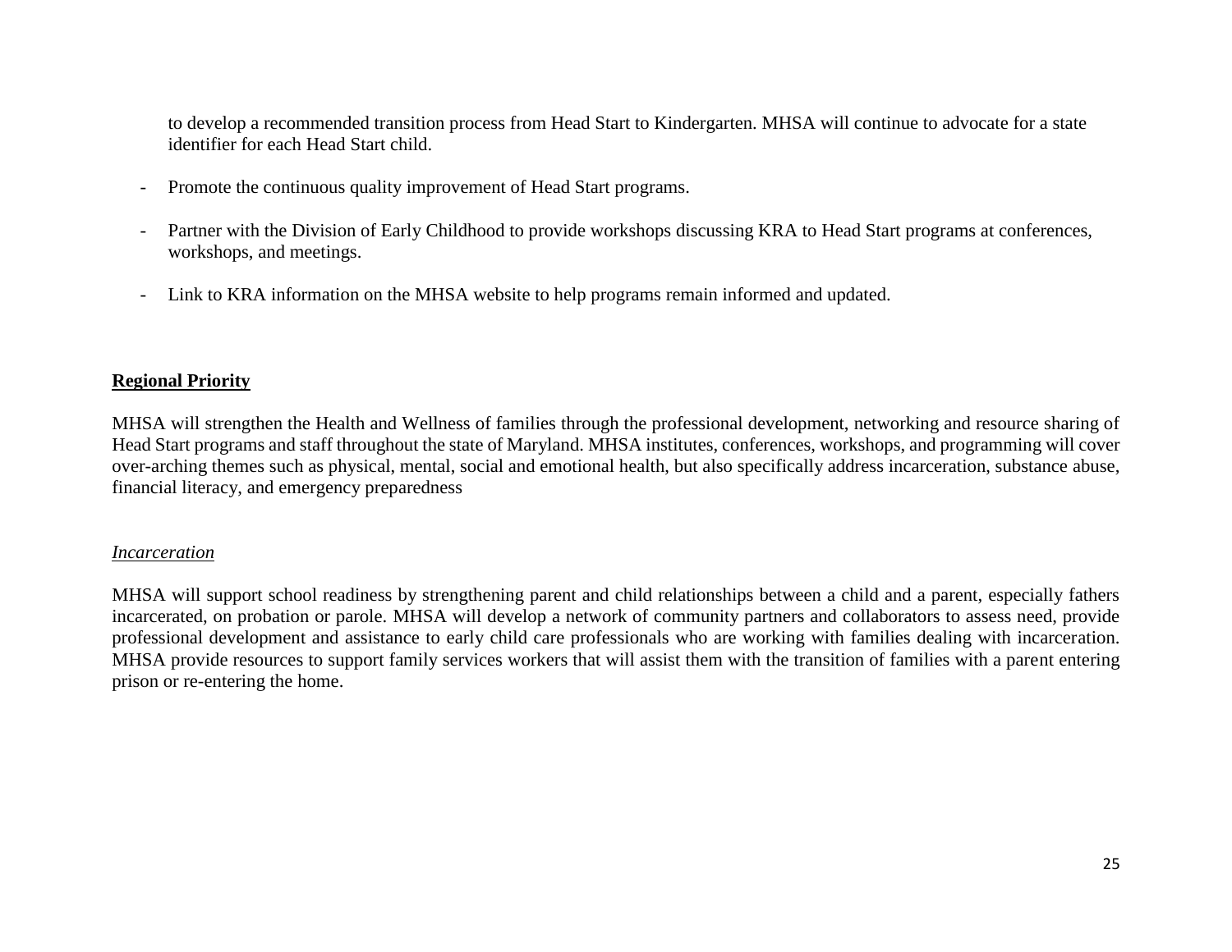to develop a recommended transition process from Head Start to Kindergarten. MHSA will continue to advocate for a state identifier for each Head Start child.

- Promote the continuous quality improvement of Head Start programs.

- Partner with the Division of Early Childhood to provide workshops discussing KRA to Head Start programs at conferences, workshops, and meetings.

- Link to KRA information on the MHSA website to help programs remain informed and updated.

## Regional Priority

MHSA will strengthen the Health and Wellness of families through the professional development, networking and resource sharing of Head Start programs and staff throughout the state of Maryland. MHSA institutes, conferences, workshops, and programming will cover over-arching themes such as physical, mental, social and emotional health, but also specifically address incarceration, substance abuse, financial literacy, and emergency preparedness

### *Incarceration*

MHSA will support school readiness by strengthening parent and child relationships between a child and a parent, especially fathers incarcerated, on probation or parole. MHSA will develop a network of community partners and collaborators to assess need, provide professional development and assistance to early child care professionals who are working with families dealing with incarceration. MHSA provide resources to support family services workers that will assist them with the transition of families with a parent entering prison or re-entering the home.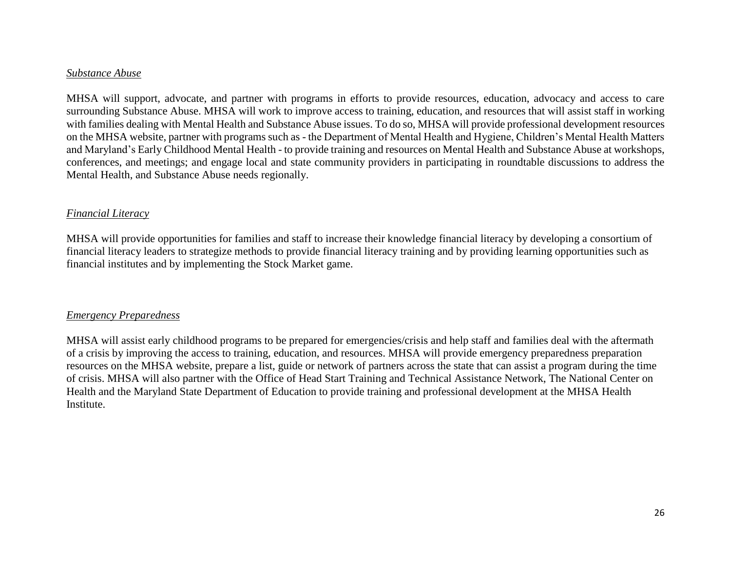*Substance Abuse*

MHSA will support, advocate, and partner with programs in efforts to provide resources, education, advocacy and access to care surrounding Substance Abuse. MHSA will work to improve access to training, education, and resources that will assist staff in working with families dealing with Mental Health and Substance Abuse issues. To do so, MHSA will provide professional development resources on the MHSA website, partner with programs such as - the Department of Mental Health and Hygiene, Children's Mental Health Matters and Maryland's Early Childhood Mental Health - to provide training and resources on Mental Health and Substance Abuse at workshops, conferences, and meetings; and engage local and state community providers in participating in roundtable discussions to address the Mental Health, and Substance Abuse needs regionally.

*Financial Literacy*

MHSA will provide opportunities for families and staff to increase their knowledge financial literacy by developing a consortium of financial literacy leaders to strategize methods to provide financial literacy training and by providing learning opportunities such as financial institutes and by implementing the Stock Market game.

*Emergency Preparedness*

MHSA will assist early childhood programs to be prepared for emergencies/crisis and help staff and families deal with the aftermath of a crisis by improving the access to training, education, and resources. MHSA will provide emergency preparedness preparation resources on the MHSA website, prepare a list, guide or network of partners across the state that can assist a program during the time of crisis. MHSA will also partner with the Office of Head Start Training and Technical Assistance Network, The National Center on Health and the Maryland State Department of Education to provide training and professional development at the MHSA Health Institute.